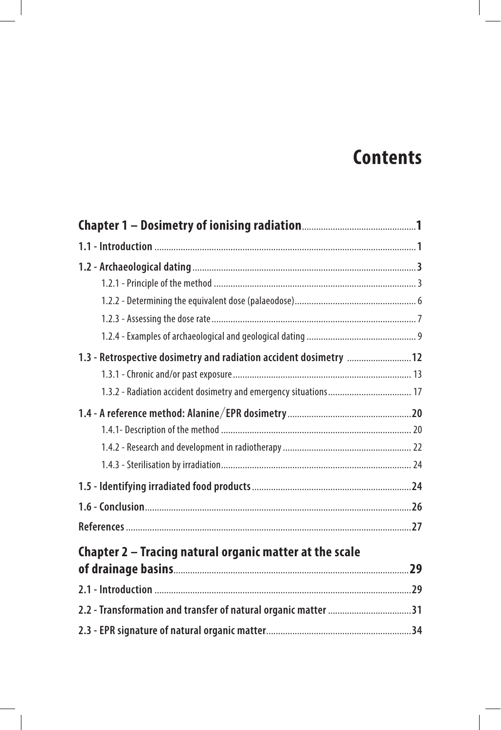# Contents

**Chapter 1 – Dosimetry of ionising radiation** ........................................ **1**

**1.1 - Introduction** ........................................ **1**

**1.2 - Archaeological dating** ........................................ **3**

1.2.1 - Principle of the method ........................................ 3

1.2.2 - Determining the equivalent dose (palaeodose) ........................................ 6

1.2.3 - Assessing the dose rate ........................................ 7

1.2.4 - Examples of archaeological and geological dating ........................................ 9

**1.3 - Retrospective dosimetry and radiation accident dosimetry** ........................................ **12**

1.3.1 - Chronic and/or past exposure ........................................ 13

1.3.2 - Radiation accident dosimetry and emergency situations ........................................ 17

**1.4 - A reference method: Alanine/EPR dosimetry** ........................................ **20**

1.4.1- Description of the method ........................................ 20

1.4.2 - Research and development in radiotherapy ........................................ 22

1.4.3 - Sterilisation by irradiation ........................................ 24

**1.5 - Identifying irradiated food products** ........................................ **24**

**1.6 - Conclusion** ........................................ **26**

**References** ........................................ **27**

**Chapter 2 – Tracing natural organic matter at the scale of drainage basins** ........................................ **29**

**2.1 - Introduction** ........................................ **29**

**2.2 - Transformation and transfer of natural organic matter** ........................................ **31**

**2.3 - EPR signature of natural organic matter** ........................................ **34**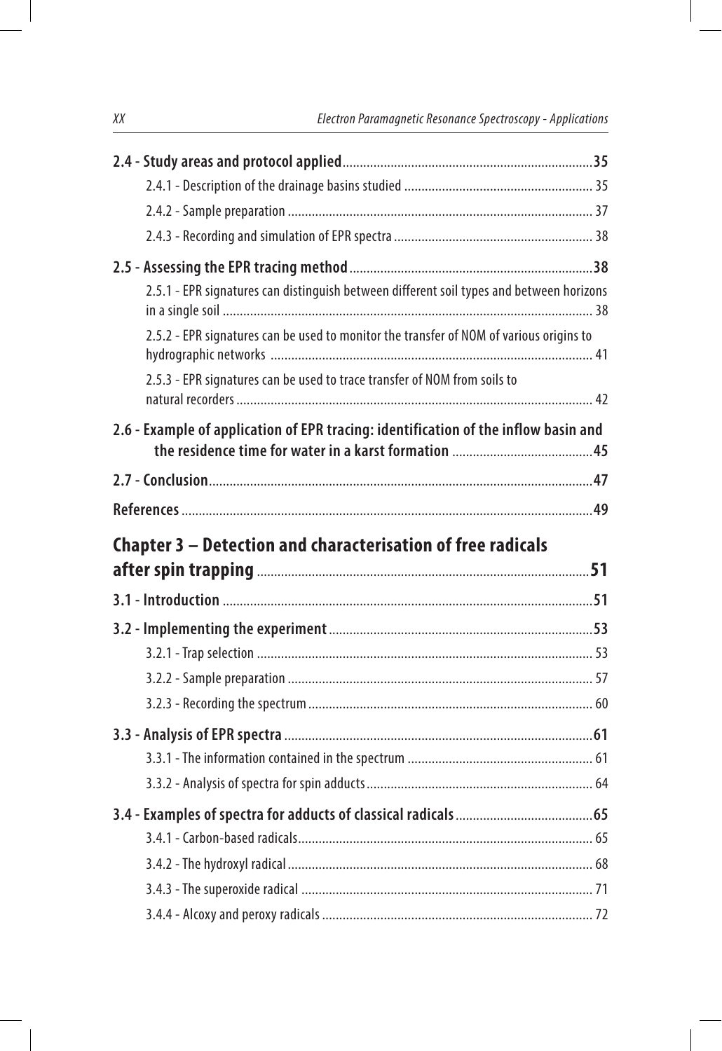**2.4 - Study areas and protocol applied** .......... **35**

2.4.1 - Description of the drainage basins studied .......... 35

2.4.2 - Sample preparation .......... 37

2.4.3 - Recording and simulation of EPR spectra .......... 38

**2.5 - Assessing the EPR tracing method** .......... **38**

2.5.1 - EPR signatures can distinguish between different soil types and between horizons in a single soil .......... 38

2.5.2 - EPR signatures can be used to monitor the transfer of NOM of various origins to hydrographic networks .......... 41

2.5.3 - EPR signatures can be used to trace transfer of NOM from soils to natural recorders .......... 42

**2.6 - Example of application of EPR tracing: identification of the inflow basin and the residence time for water in a karst formation** .......... **45**

**2.7 - Conclusion** .......... **47**

**References** .......... **49**

## Chapter 3 – Detection and characterisation of free radicals after spin trapping .......... 51

**3.1 - Introduction** .......... **51**

**3.2 - Implementing the experiment** .......... **53**

3.2.1 - Trap selection .......... 53

3.2.2 - Sample preparation .......... 57

3.2.3 - Recording the spectrum .......... 60

**3.3 - Analysis of EPR spectra** .......... **61**

3.3.1 - The information contained in the spectrum .......... 61

3.3.2 - Analysis of spectra for spin adducts .......... 64

**3.4 - Examples of spectra for adducts of classical radicals** .......... **65**

3.4.1 - Carbon-based radicals .......... 65

3.4.2 - The hydroxyl radical .......... 68

3.4.3 - The superoxide radical .......... 71

3.4.4 - Alcoxy and peroxy radicals .......... 72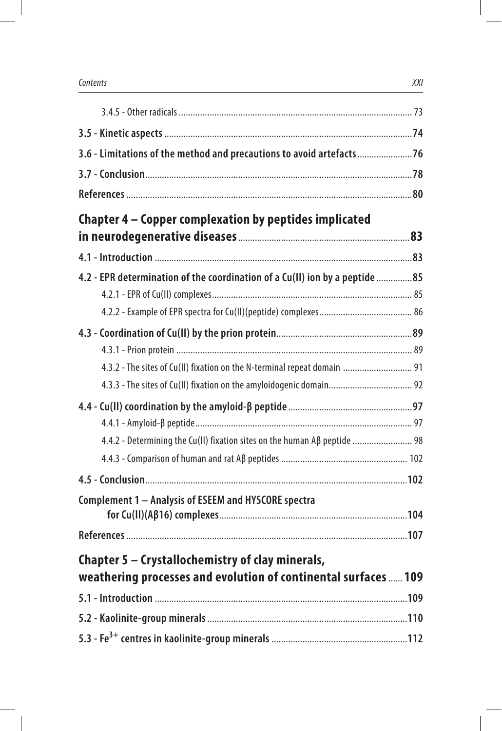3.4.5 - Other radicals ..................................................................................................... 73

**3.5 - Kinetic aspects** .......................................................................................................**74**

**3.6 - Limitations of the method and precautions to avoid artefacts**.......................**76**

**3.7 - Conclusion**...............................................................................................................**78**

**References** .......................................................................................................................**80**

## Chapter 4 – Copper complexation by peptides implicated in neurodegenerative diseases ........................................................................ 83

**4.1 - Introduction** ...........................................................................................................**83**

**4.2 - EPR determination of the coordination of a Cu(II) ion by a peptide** ...............**85**

4.2.1 - EPR of Cu(II) complexes................................................................................... 85

4.2.2 - Example of EPR spectra for Cu(II)(peptide) complexes....................................... 86

**4.3 - Coordination of Cu(II) by the prion protein**.........................................................**89**

4.3.1 - Prion protein ................................................................................................... 89

4.3.2 - The sites of Cu(II) fixation on the N-terminal repeat domain ............................ 91

4.3.3 - The sites of Cu(II) fixation on the amyloidogenic domain................................... 92

**4.4 - Cu(II) coordination by the amyloid-β peptide**....................................................**97**

4.4.1 - Amyloid-β peptide........................................................................................... 97

4.4.2 - Determining the Cu(II) fixation sites on the human Aβ peptide ......................... 98

4.4.3 - Comparison of human and rat Aβ peptides ..................................................... 102

**4.5 - Conclusion**.............................................................................................................**102**

**Complement 1 – Analysis of ESEEM and HYSCORE spectra for Cu(II)(Aβ16) complexes**..............................................................................**104**

**References** .....................................................................................................................**107**

## Chapter 5 – Crystallochemistry of clay minerals, weathering processes and evolution of continental surfaces ...... 109

**5.1 - Introduction** .........................................................................................................**109**

**5.2 - Kaolinite-group minerals** ...................................................................................**110**

**5.3 - $Fe^{3+}$ centres in kaolinite-group minerals** .........................................................**112**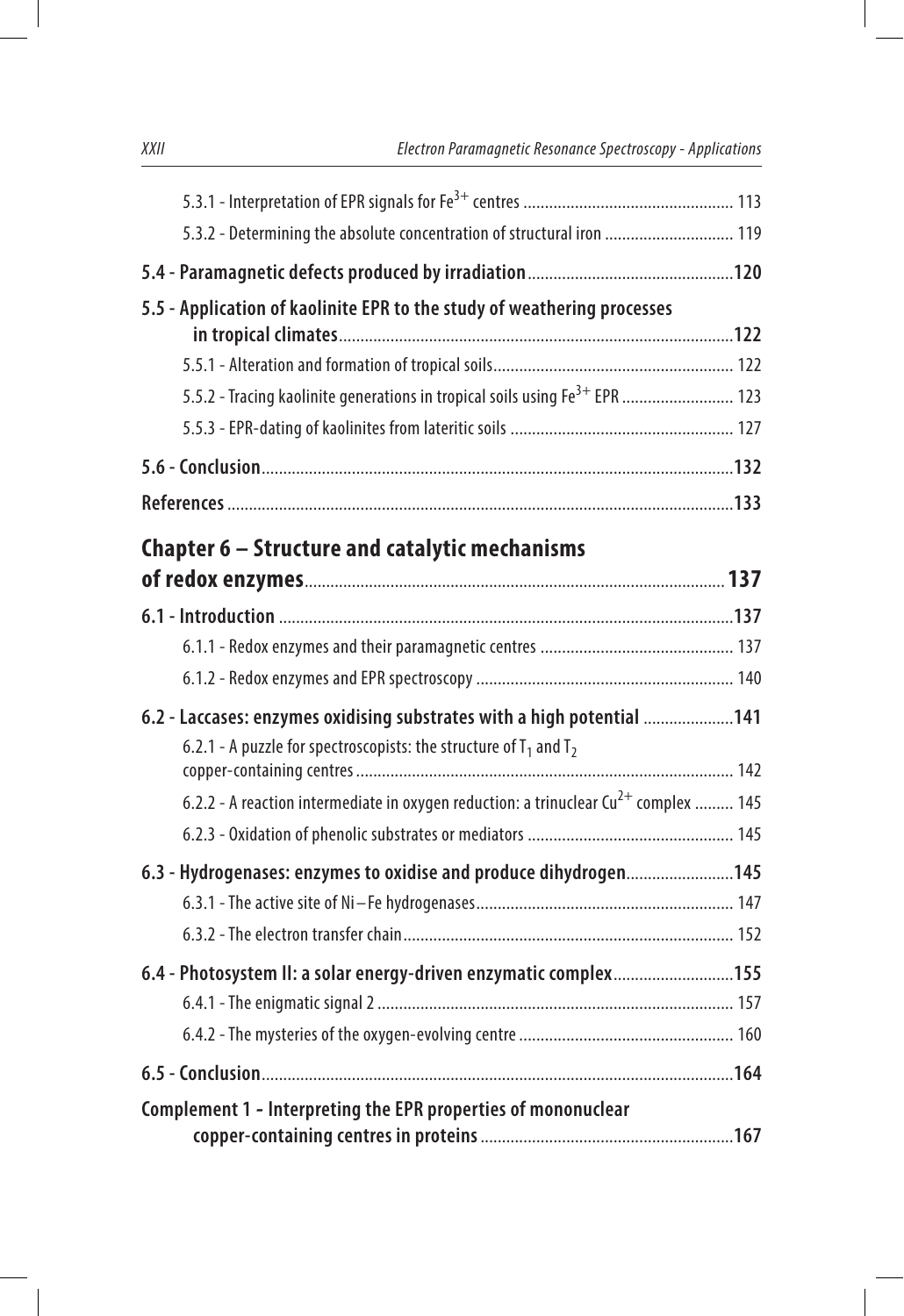5.3.1 - Interpretation of EPR signals for $Fe^{3+}$ centres ................................................ 113

5.3.2 - Determining the absolute concentration of structural iron ............................. 119

**5.4 - Paramagnetic defects produced by irradiation ................................................ 120**

**5.5 - Application of kaolinite EPR to the study of weathering processes in tropical climates ............................................................................................ 122**

5.5.1 - Alteration and formation of tropical soils ....................................................... 122

5.5.2 - Tracing kaolinite generations in tropical soils using $Fe^{3+}$ EPR .......................... 123

5.5.3 - EPR-dating of kaolinites from lateritic soils ................................................... 127

**5.6 - Conclusion ............................................................................................................ 132**

**References ................................................................................................................... 133**

## Chapter 6 – Structure and catalytic mechanisms of redox enzymes ................................................................................................ 137

**6.1 - Introduction ......................................................................................................... 137**

6.1.1 - Redox enzymes and their paramagnetic centres ............................................ 137

6.1.2 - Redox enzymes and EPR spectroscopy ........................................................... 140

**6.2 - Laccases: enzymes oxidising substrates with a high potential ..................... 141**

6.2.1 - A puzzle for spectroscopists: the structure of $T_1$ and $T_2$ copper-containing centres ...................................................................................... 142

6.2.2 - A reaction intermediate in oxygen reduction: a trinuclear $Cu^{2+}$ complex ......... 145

6.2.3 - Oxidation of phenolic substrates or mediators ............................................... 145

**6.3 - Hydrogenases: enzymes to oxidise and produce dihydrogen ......................... 145**

6.3.1 - The active site of Ni–Fe hydrogenases ........................................................... 147

6.3.2 - The electron transfer chain ............................................................................ 152

**6.4 - Photosystem II: a solar energy-driven enzymatic complex ............................ 155**

6.4.1 - The enigmatic signal 2 .................................................................................. 157

6.4.2 - The mysteries of the oxygen-evolving centre ................................................. 160

**6.5 - Conclusion ............................................................................................................ 164**

**Complement 1 - Interpreting the EPR properties of mononuclear copper-containing centres in proteins .......................................................... 167**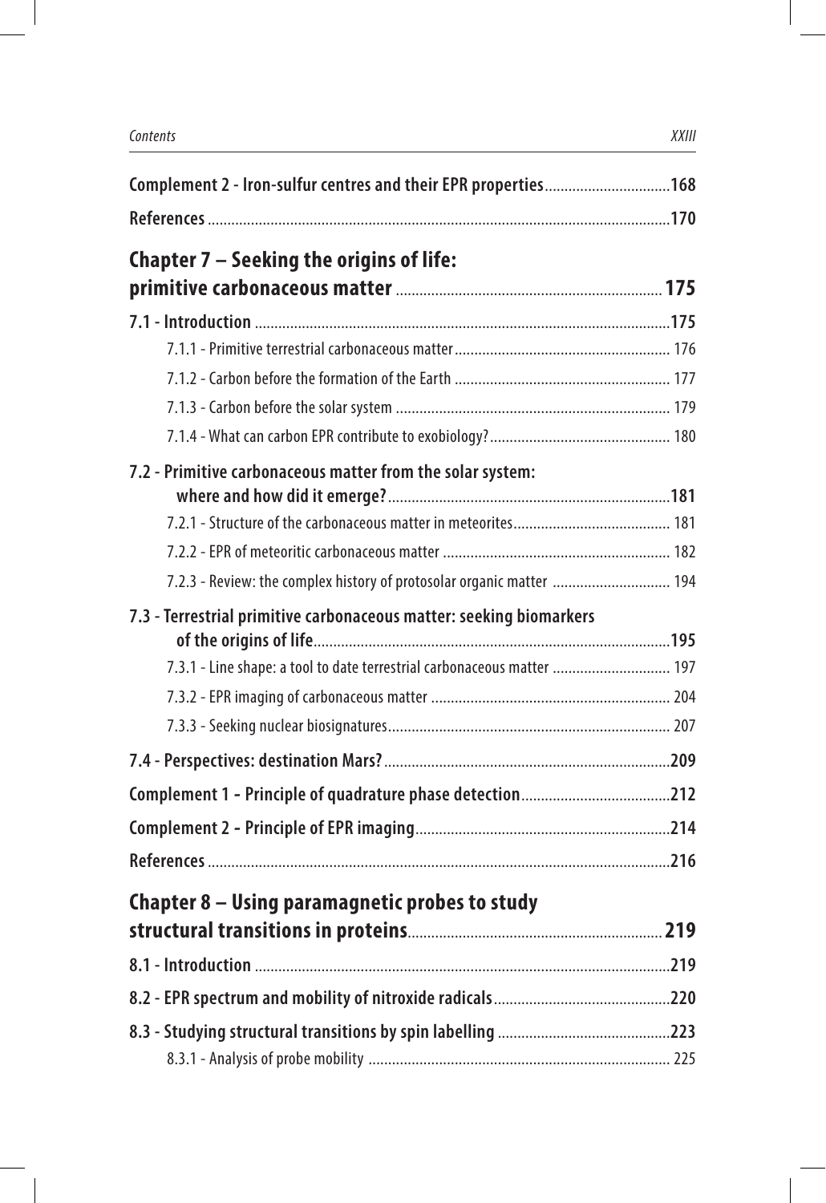**Complement 2 - Iron-sulfur centres and their EPR properties** ................................ **168**

**References** ..................................................................................................................... **170**

## Chapter 7 – Seeking the origins of life: primitive carbonaceous matter ................................................................... 175

**7.1 - Introduction** ......................................................................................................... **175**

7.1.1 - Primitive terrestrial carbonaceous matter ....................................................... 176

7.1.2 - Carbon before the formation of the Earth ....................................................... 177

7.1.3 - Carbon before the solar system ...................................................................... 179

7.1.4 - What can carbon EPR contribute to exobiology? ............................................. 180

**7.2 - Primitive carbonaceous matter from the solar system: where and how did it emerge?** ....................................................................... **181**

7.2.1 - Structure of the carbonaceous matter in meteorites ........................................ 181

7.2.2 - EPR of meteoritic carbonaceous matter .......................................................... 182

7.2.3 - Review: the complex history of protosolar organic matter .............................. 194

**7.3 - Terrestrial primitive carbonaceous matter: seeking biomarkers of the origins of life** ........................................................................................... **195**

7.3.1 - Line shape: a tool to date terrestrial carbonaceous matter .............................. 197

7.3.2 - EPR imaging of carbonaceous matter ............................................................. 204

7.3.3 - Seeking nuclear biosignatures ........................................................................ 207

**7.4 - Perspectives: destination Mars?** ......................................................................... **209**

**Complement 1 - Principle of quadrature phase detection** ...................................... **212**

**Complement 2 - Principle of EPR imaging** ................................................................ **214**

**References** ..................................................................................................................... **216**

## Chapter 8 – Using paramagnetic probes to study structural transitions in proteins ................................................................. 219

**8.1 - Introduction** ......................................................................................................... **219**

**8.2 - EPR spectrum and mobility of nitroxide radicals** ............................................. **220**

**8.3 - Studying structural transitions by spin labelling** ............................................ **223**

8.3.1 - Analysis of probe mobility ............................................................................. 225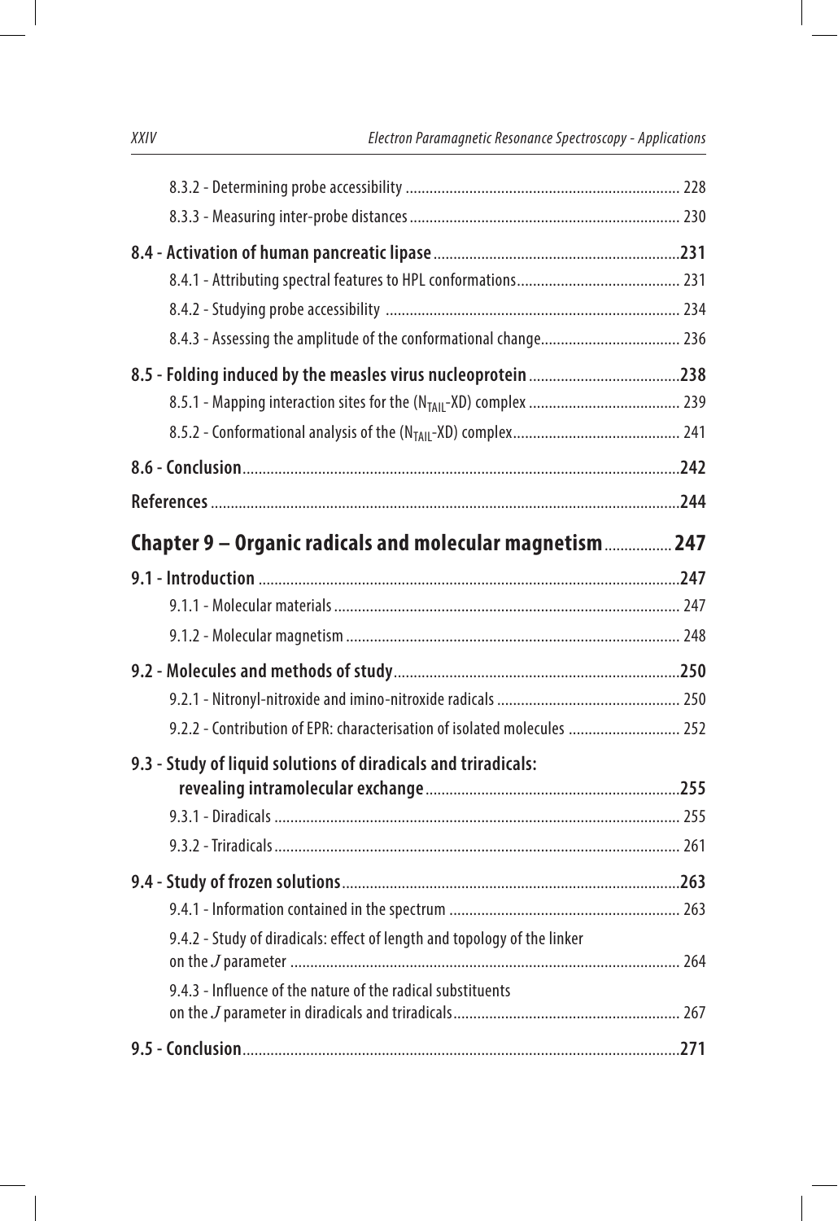8.3.2 - Determining probe accessibility ..................................................................... 228

8.3.3 - Measuring inter-probe distances .................................................................... 230

**8.4 - Activation of human pancreatic lipase ............................................................. 231**

8.4.1 - Attributing spectral features to HPL conformations ......................................... 231

8.4.2 - Studying probe accessibility .......................................................................... 234

8.4.3 - Assessing the amplitude of the conformational change ................................... 236

**8.5 - Folding induced by the measles virus nucleoprotein ....................................... 238**

8.5.1 - Mapping interaction sites for the ($N_{TAIL}$-XD) complex ...................................... 239

8.5.2 - Conformational analysis of the ($N_{TAIL}$-XD) complex .......................................... 241

**8.6 - Conclusion ............................................................................................................ 242**

**References .................................................................................................................. 244**

## Chapter 9 – Organic radicals and molecular magnetism ................ 247

**9.1 - Introduction ......................................................................................................... 247**

9.1.1 - Molecular materials ....................................................................................... 247

9.1.2 - Molecular magnetism .................................................................................... 248

**9.2 - Molecules and methods of study ....................................................................... 250**

9.2.1 - Nitronyl-nitroxide and imino-nitroxide radicals .............................................. 250

9.2.2 - Contribution of EPR: characterisation of isolated molecules ............................ 252

**9.3 - Study of liquid solutions of diradicals and triradicals: revealing intramolecular exchange ................................................................ 255**

9.3.1 - Diradicals ..................................................................................................... 255

9.3.2 - Triradicals .................................................................................................... 261

**9.4 - Study of frozen solutions .................................................................................... 263**

9.4.1 - Information contained in the spectrum .......................................................... 263

9.4.2 - Study of diradicals: effect of length and topology of the linker on the $J$ parameter ............................................................................................... 264

9.4.3 - Influence of the nature of the radical substituents on the $J$ parameter in diradicals and triradicals ......................................................... 267

**9.5 - Conclusion ............................................................................................................ 271**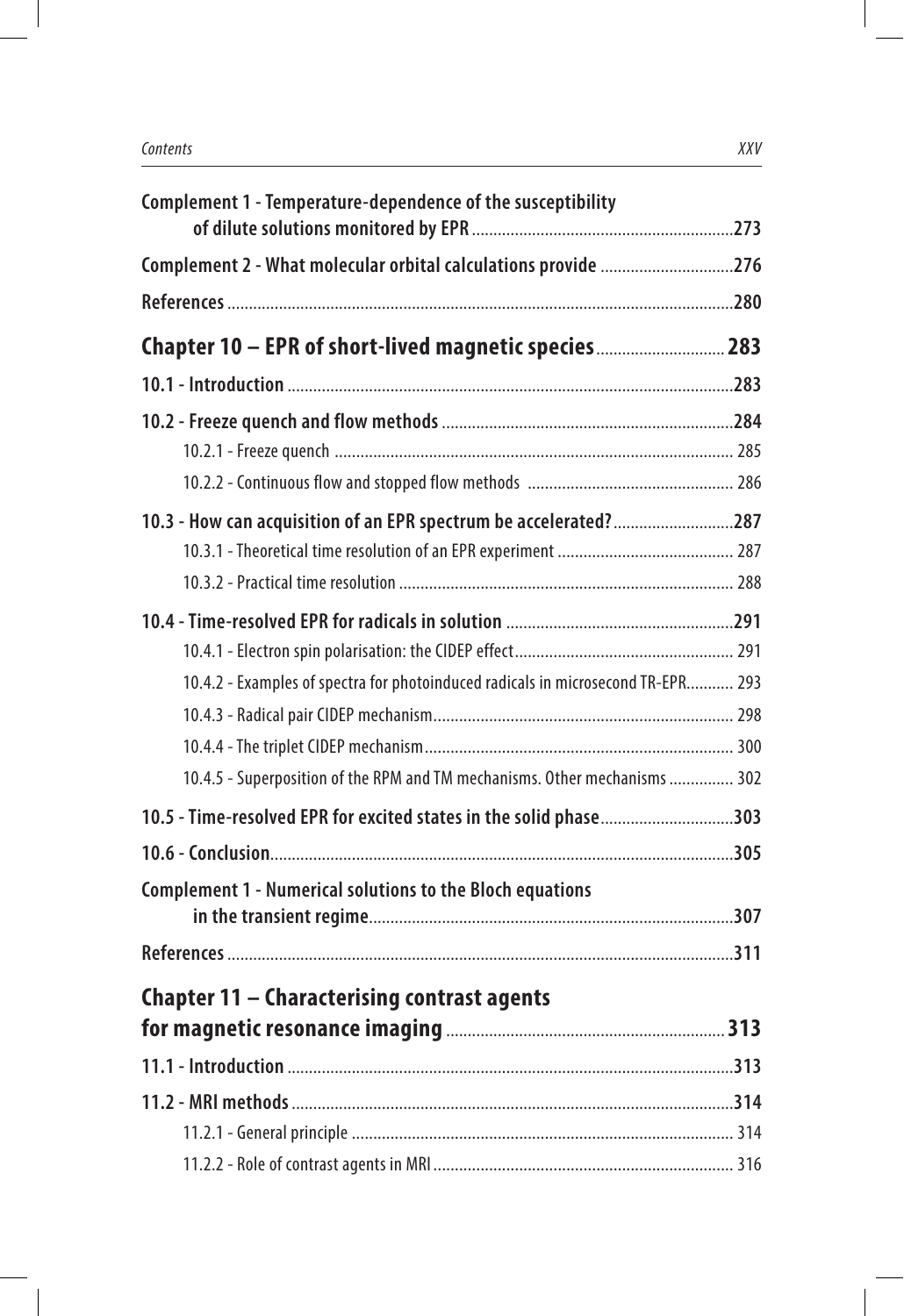**Complement 1 - Temperature-dependence of the susceptibility of dilute solutions monitored by EPR** ........ **273**

**Complement 2 - What molecular orbital calculations provide** ........ **276**

**References** ........ **280**

## Chapter 10 – EPR of short-lived magnetic species ........ 283

**10.1 - Introduction** ........ **283**

**10.2 - Freeze quench and flow methods** ........ **284**

10.2.1 - Freeze quench ........ 285

10.2.2 - Continuous flow and stopped flow methods ........ 286

**10.3 - How can acquisition of an EPR spectrum be accelerated?** ........ **287**

10.3.1 - Theoretical time resolution of an EPR experiment ........ 287

10.3.2 - Practical time resolution ........ 288

**10.4 - Time-resolved EPR for radicals in solution** ........ **291**

10.4.1 - Electron spin polarisation: the CIDEP effect ........ 291

10.4.2 - Examples of spectra for photoinduced radicals in microsecond TR-EPR........ 293

10.4.3 - Radical pair CIDEP mechanism ........ 298

10.4.4 - The triplet CIDEP mechanism ........ 300

10.4.5 - Superposition of the RPM and TM mechanisms. Other mechanisms ........ 302

**10.5 - Time-resolved EPR for excited states in the solid phase** ........ **303**

**10.6 - Conclusion** ........ **305**

**Complement 1 - Numerical solutions to the Bloch equations in the transient regime** ........ **307**

**References** ........ **311**

## Chapter 11 – Characterising contrast agents for magnetic resonance imaging ........ 313

**11.1 - Introduction** ........ **313**

**11.2 - MRI methods** ........ **314**

11.2.1 - General principle ........ 314

11.2.2 - Role of contrast agents in MRI ........ 316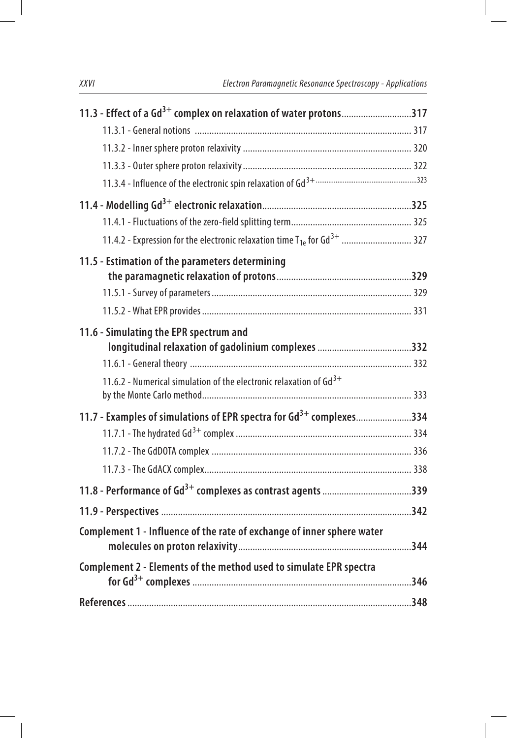**11.3 - Effect of a $Gd^{3+}$ complex on relaxation of water protons** .......... **317**

11.3.1 - General notions .......... 317

11.3.2 - Inner sphere proton relaxivity .......... 320

11.3.3 - Outer sphere proton relaxivity .......... 322

11.3.4 - Influence of the electronic spin relaxation of $Gd^{3+}$ .......... 323

**11.4 - Modelling $Gd^{3+}$ electronic relaxation** .......... **325**

11.4.1 - Fluctuations of the zero-field splitting term .......... 325

11.4.2 - Expression for the electronic relaxation time $T_{1e}$ for $Gd^{3+}$ .......... 327

**11.5 - Estimation of the parameters determining the paramagnetic relaxation of protons** .......... **329**

11.5.1 - Survey of parameters .......... 329

11.5.2 - What EPR provides .......... 331

**11.6 - Simulating the EPR spectrum and longitudinal relaxation of gadolinium complexes** .......... **332**

11.6.1 - General theory .......... 332

11.6.2 - Numerical simulation of the electronic relaxation of $Gd^{3+}$ by the Monte Carlo method .......... 333

**11.7 - Examples of simulations of EPR spectra for $Gd^{3+}$ complexes** .......... **334**

11.7.1 - The hydrated $Gd^{3+}$ complex .......... 334

11.7.2 - The GdDOTA complex .......... 336

11.7.3 - The GdACX complex .......... 338

**11.8 - Performance of $Gd^{3+}$ complexes as contrast agents** .......... **339**

**11.9 - Perspectives** .......... **342**

**Complement 1 - Influence of the rate of exchange of inner sphere water molecules on proton relaxivity** .......... **344**

**Complement 2 - Elements of the method used to simulate EPR spectra for $Gd^{3+}$ complexes** .......... **346**

**References** .......... **348**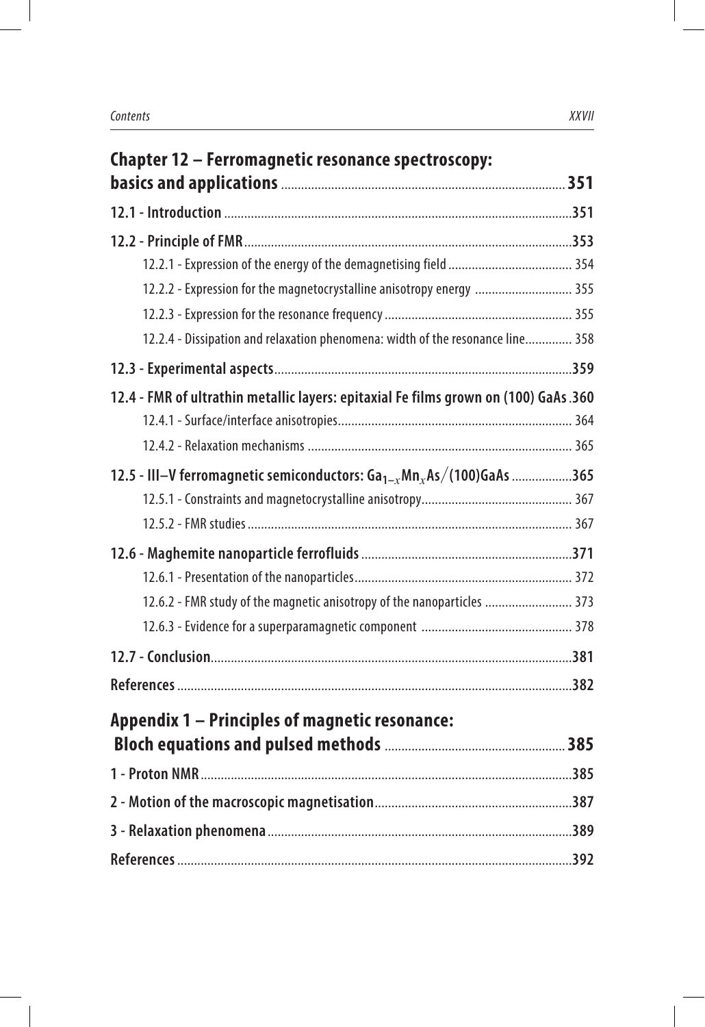## Chapter 12 – Ferromagnetic resonance spectroscopy: basics and applications ..... 351

**12.1 - Introduction** ..... 351

**12.2 - Principle of FMR** ..... 353

12.2.1 - Expression of the energy of the demagnetising field ..... 354

12.2.2 - Expression for the magnetocrystalline anisotropy energy ..... 355

12.2.3 - Expression for the resonance frequency ..... 355

12.2.4 - Dissipation and relaxation phenomena: width of the resonance line ..... 358

**12.3 - Experimental aspects** ..... 359

**12.4 - FMR of ultrathin metallic layers: epitaxial Fe films grown on (100) GaAs** ..... 360

12.4.1 - Surface/interface anisotropies ..... 364

12.4.2 - Relaxation mechanisms ..... 365

**12.5 - III–V ferromagnetic semiconductors: $Ga_{1-x}Mn_xAs/(100)GaAs$** ..... 365

12.5.1 - Constraints and magnetocrystalline anisotropy ..... 367

12.5.2 - FMR studies ..... 367

**12.6 - Maghemite nanoparticle ferrofluids** ..... 371

12.6.1 - Presentation of the nanoparticles ..... 372

12.6.2 - FMR study of the magnetic anisotropy of the nanoparticles ..... 373

12.6.3 - Evidence for a superparamagnetic component ..... 378

**12.7 - Conclusion** ..... 381

**References** ..... 382

## Appendix 1 – Principles of magnetic resonance: Bloch equations and pulsed methods ..... 385

**1 - Proton NMR** ..... 385

**2 - Motion of the macroscopic magnetisation** ..... 387

**3 - Relaxation phenomena** ..... 389

**References** ..... 392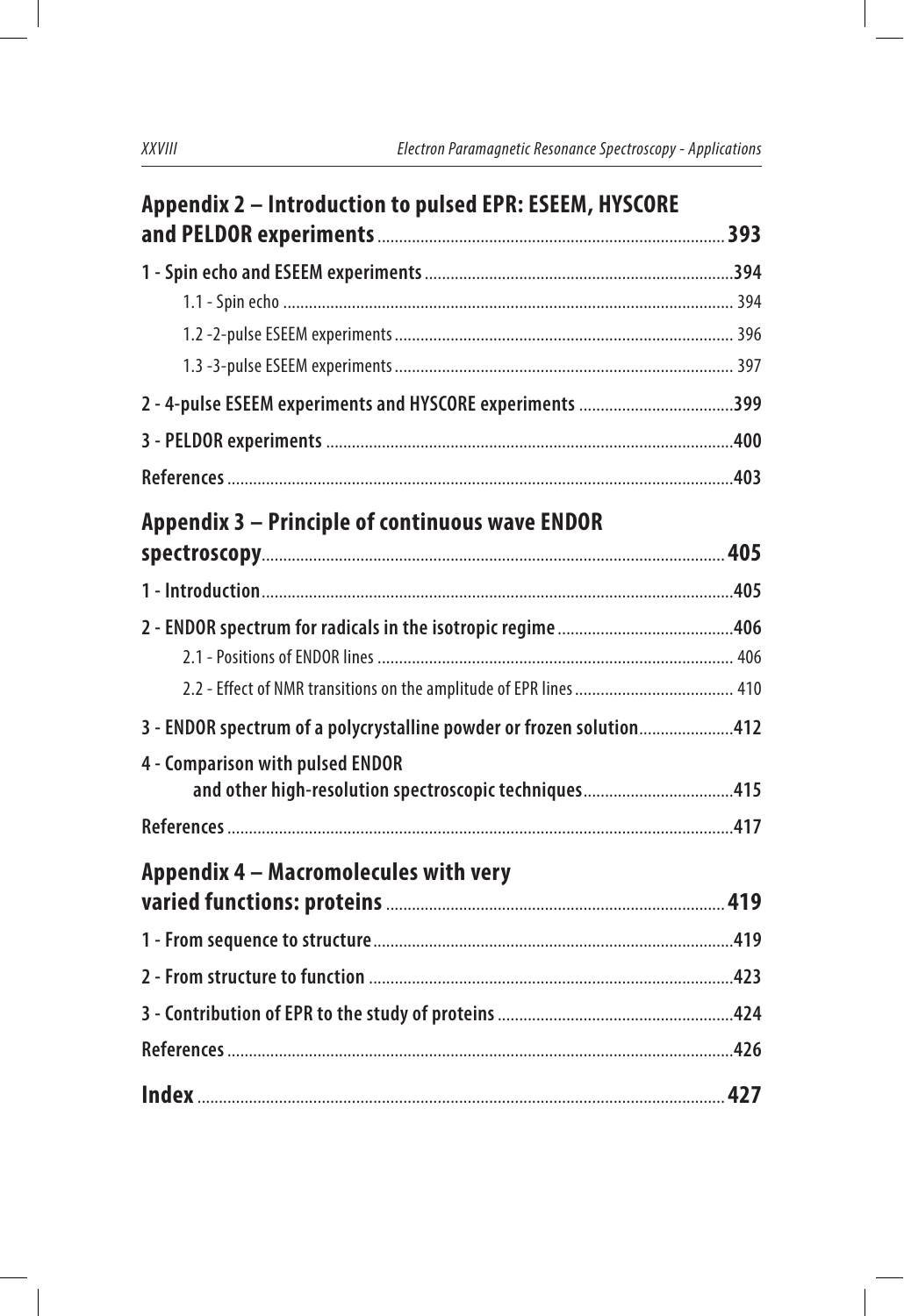## Appendix 2 – Introduction to pulsed EPR: ESEEM, HYSCORE and PELDOR experiments ........ 393

**1 - Spin echo and ESEEM experiments** ........ 394

- 1.1 - Spin echo ........ 394
- 1.2 -2-pulse ESEEM experiments ........ 396
- 1.3 -3-pulse ESEEM experiments ........ 397

**2 - 4-pulse ESEEM experiments and HYSCORE experiments** ........ 399

**3 - PELDOR experiments** ........ 400

**References** ........ 403

## Appendix 3 – Principle of continuous wave ENDOR spectroscopy ........ 405

**1 - Introduction** ........ 405

**2 - ENDOR spectrum for radicals in the isotropic regime** ........ 406

- 2.1 - Positions of ENDOR lines ........ 406
- 2.2 - Effect of NMR transitions on the amplitude of EPR lines ........ 410

**3 - ENDOR spectrum of a polycrystalline powder or frozen solution** ........ 412

**4 - Comparison with pulsed ENDOR and other high-resolution spectroscopic techniques** ........ 415

**References** ........ 417

## Appendix 4 – Macromolecules with very varied functions: proteins ........ 419

**1 - From sequence to structure** ........ 419

**2 - From structure to function** ........ 423

**3 - Contribution of EPR to the study of proteins** ........ 424

**References** ........ 426

## Index ........ 427